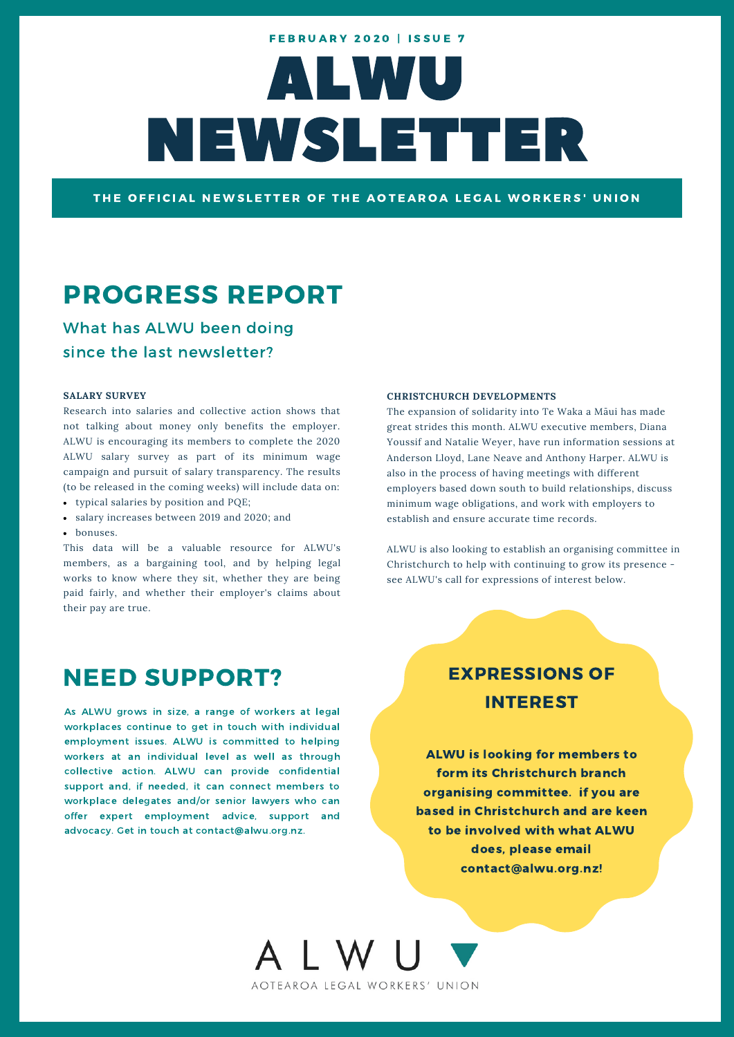FEBRUARY 2020 | ISSUE 7

# ALWU NEWSLETTER

**THE OFFICIAL NEWSLETTER OF THE AOTEAROA LEGAL WORKERS' UNION**

## PROGRESS REPORT

### What has ALWU been doing since the last newsletter?

**SALARY SURVEY**

Research into salaries and collective action shows that not talking about money only benefits the employer. ALWU is encouraging its members to complete the 2020 ALWU salary survey as part of its minimum wage campaign and pursuit of salary transparency. The results (to be released in the coming weeks) will include data on:

- typical salaries by position and PQE;
- salary increases between 2019 and 2020; and
- bonuses.

This data will be a valuable resource for ALWU's members, as a bargaining tool, and by helping legal works to know where they sit, whether they are being paid fairly, and whether their employer's claims about their pay are true.

**CHRISTCHURCH DEVELOPMENTS**

The expansion of solidarity into Te Waka a Māui has made great strides this month. ALWU executive members, Diana Youssif and Natalie Weyer, have run information sessions at Anderson Lloyd, Lane Neave and Anthony Harper. ALWU is also in the process of having meetings with different employers based down south to build relationships, discuss minimum wage obligations, and work with employers to establish and ensure accurate time records.

ALWU is also looking to establish an organising committee in Christchurch to help with continuing to grow its presence - see ALWU's call for expressions of interest below.

## NEED SUPPORT?

As ALWU grows in size, a range of workers at legal workplaces continue to get in touch with individual employment issues. ALWU is committed to helping workers at an individual level as well as through collective action. ALWU can provide confidential support and, if needed, it can connect members to workplace delegates and/or senior lawyers who can offer expert employment advice, support and advocacy. Get in touch at contact@alwu.org.nz.

## EXPRESSIONS OF INTEREST

**ALWU is looking for members to form its Christchurch branch organising committee. if you are based in Christchurch and are keen to be involved with what ALWU does, please email contact@alwu.org.nz!**

ALWU

AOTEAROA LEGAL WORKERS' UNION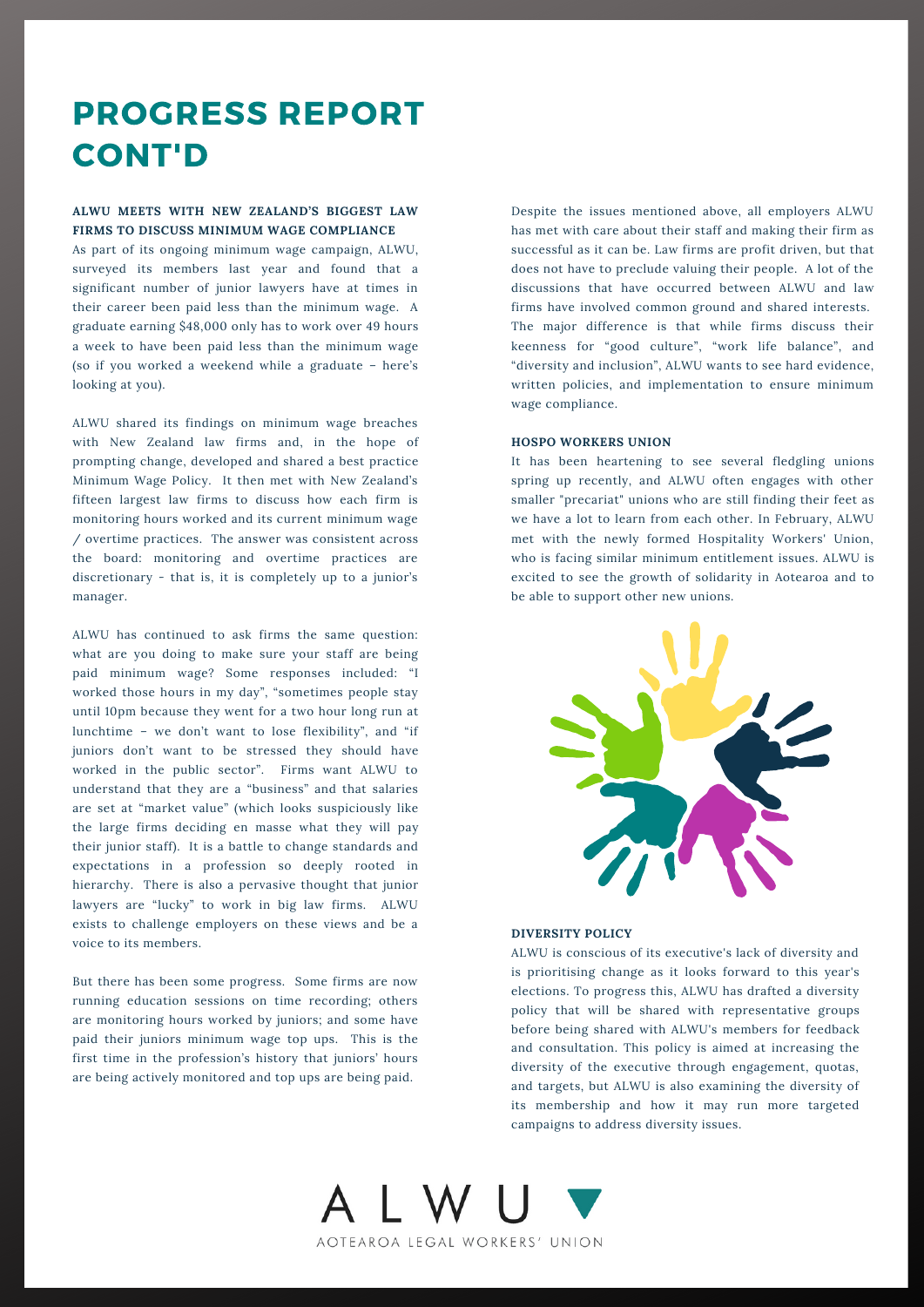# PROGRESS REPORT CONT'D

### ALWU MEETS WITH NEW ZEALAND'S BIGGEST LAW FIRMS TO DISCUSS MINIMUM WAGE COMPLIANCE

As part of its ongoing minimum wage campaign, ALWU, surveyed its members last year and found that a significant number of junior lawyers have at times in their career been paid less than the minimum wage. A graduate earning $48,000 only has to work over 49 hours a week to have been paid less than the minimum wage (so if you worked a weekend while a graduate – here's looking at you).

ALWU shared its findings on minimum wage breaches with New Zealand law firms and, in the hope of prompting change, developed and shared a best practice Minimum Wage Policy. It then met with New Zealand's fifteen largest law firms to discuss how each firm is monitoring hours worked and its current minimum wage / overtime practices. The answer was consistent across the board: monitoring and overtime practices are discretionary - that is, it is completely up to a junior's manager.

ALWU has continued to ask firms the same question: what are you doing to make sure your staff are being paid minimum wage? Some responses included: "I worked those hours in my day", "sometimes people stay until 10pm because they went for a two hour long run at lunchtime – we don't want to lose flexibility", and "if juniors don't want to be stressed they should have worked in the public sector". Firms want ALWU to understand that they are a "business" and that salaries are set at "market value" (which looks suspiciously like the large firms deciding en masse what they will pay their junior staff). It is a battle to change standards and expectations in a profession so deeply rooted in hierarchy. There is also a pervasive thought that junior lawyers are "lucky" to work in big law firms. ALWU exists to challenge employers on these views and be a voice to its members.

But there has been some progress. Some firms are now running education sessions on time recording; others are monitoring hours worked by juniors; and some have paid their juniors minimum wage top ups. This is the first time in the profession's history that juniors' hours are being actively monitored and top ups are being paid.

Despite the issues mentioned above, all employers ALWU has met with care about their staff and making their firm as successful as it can be. Law firms are profit driven, but that does not have to preclude valuing their people. A lot of the discussions that have occurred between ALWU and law firms have involved common ground and shared interests. The major difference is that while firms discuss their keenness for "good culture", "work life balance", and "diversity and inclusion", ALWU wants to see hard evidence, written policies, and implementation to ensure minimum wage compliance.

### HOSPO WORKERS UNION

It has been heartening to see several fledgling unions spring up recently, and ALWU often engages with other smaller "precariat" unions who are still finding their feet as we have a lot to learn from each other. In February, ALWU met with the newly formed Hospitality Workers' Union, who is facing similar minimum entitlement issues. ALWU is excited to see the growth of solidarity in Aotearoa and to be able to support other new unions.

### DIVERSITY POLICY

ALWU is conscious of its executive's lack of diversity and is prioritising change as it looks forward to this year's elections. To progress this, ALWU has drafted a diversity policy that will be shared with representative groups before being shared with ALWU's members for feedback and consultation. This policy is aimed at increasing the diversity of the executive through engagement, quotas, and targets, but ALWU is also examining the diversity of its membership and how it may run more targeted campaigns to address diversity issues.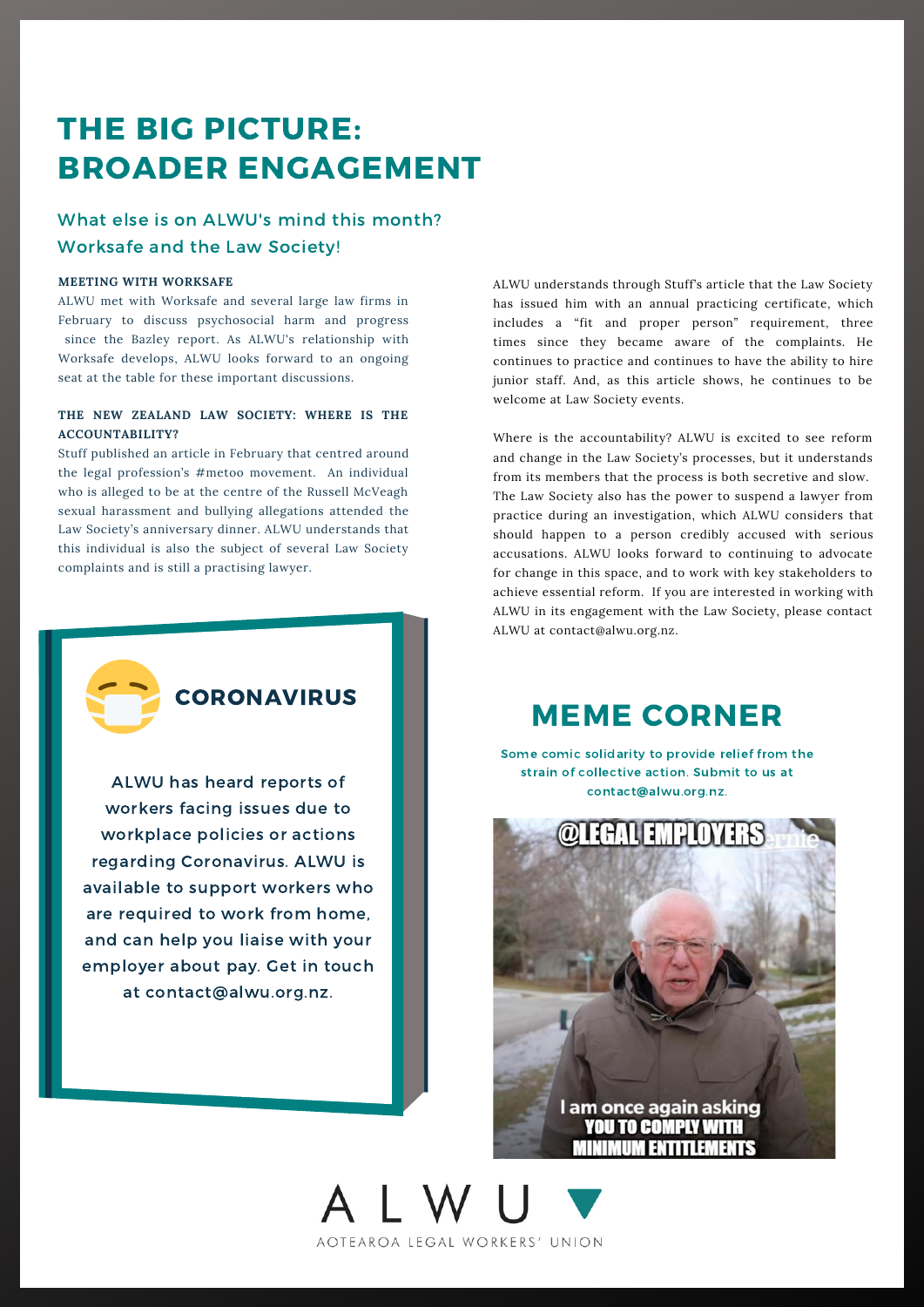# THE BIG PICTURE: BROADER ENGAGEMENT

## What else is on ALWU's mind this month? Worksafe and the Law Society!

**MEETING WITH WORKSAFE**

ALWU met with Worksafe and several large law firms in February to discuss psychosocial harm and progress since the Bazley report. As ALWU's relationship with Worksafe develops, ALWU looks forward to an ongoing seat at the table for these important discussions.

**THE NEW ZEALAND LAW SOCIETY: WHERE IS THE ACCOUNTABILITY?**

Stuff published an article in February that centred around the legal profession's #metoo movement. An individual who is alleged to be at the centre of the Russell McVeagh sexual harassment and bullying allegations attended the Law Society's anniversary dinner. ALWU understands that this individual is also the subject of several Law Society complaints and is still a practising lawyer.

ALWU understands through Stuff's article that the Law Society has issued him with an annual practicing certificate, which includes a "fit and proper person" requirement, three times since they became aware of the complaints. He continues to practice and continues to have the ability to hire junior staff. And, as this article shows, he continues to be welcome at Law Society events.

Where is the accountability? ALWU is excited to see reform and change in the Law Society's processes, but it understands from its members that the process is both secretive and slow. The Law Society also has the power to suspend a lawyer from practice during an investigation, which ALWU considers that should happen to a person credibly accused with serious accusations. ALWU looks forward to continuing to advocate for change in this space, and to work with key stakeholders to achieve essential reform. If you are interested in working with ALWU in its engagement with the Law Society, please contact ALWU at contact@alwu.org.nz.

## CORONAVIRUS

ALWU has heard reports of workers facing issues due to workplace policies or actions regarding Coronavirus. ALWU is available to support workers who are required to work from home, and can help you liaise with your employer about pay. Get in touch at contact@alwu.org.nz.

## MEME CORNER

Some comic solidarity to provide relief from the strain of collective action. Submit to us at contact@alwu.org.nz.

@LEGAL EMPLOYERS

I am once again asking YOU TO COMPLY WITH MINIMUM ENTITLEMENTS

ALWU

AOTEAROA LEGAL WORKERS' UNION